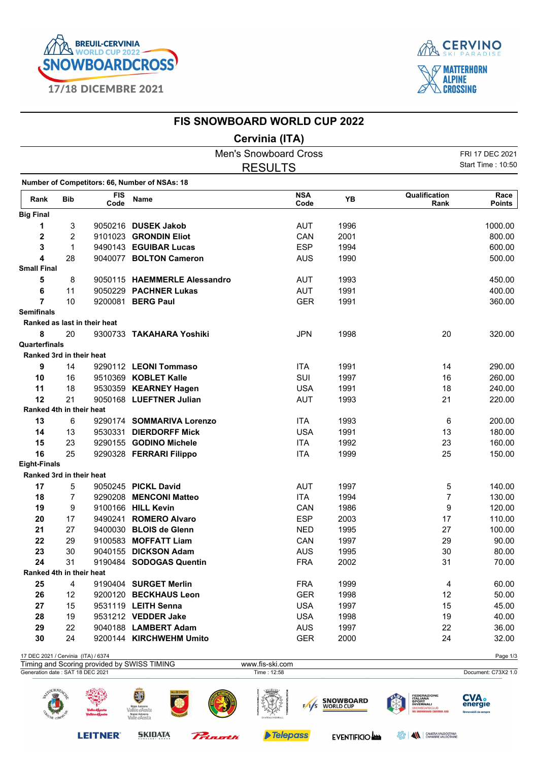# FIS SNOWBOARD WORLD CUP 2022

## Cervinia (ITA)

Men's Snowboard Cross

RESULTS

FRI 17 DEC 2021
Start Time : 10:50

Number of Competitors: 66, Number of NSAs: 18

| Rank | Bib | FIS Code | Name | NSA Code | YB | Qualification Rank | Race Points |
|---|---|---|---|---|---|---|---|
| **Big Final** | | | | | | | |
| **1** | 3 | 9050216 | **DUSEK Jakob** | AUT | 1996 | | 1000.00 |
| **2** | 2 | 9101023 | **GRONDIN Eliot** | CAN | 2001 | | 800.00 |
| **3** | 1 | 9490143 | **EGUIBAR Lucas** | ESP | 1994 | | 600.00 |
| **4** | 28 | 9040077 | **BOLTON Cameron** | AUS | 1990 | | 500.00 |
| **Small Final** | | | | | | | |
| **5** | 8 | 9050115 | **HAEMMERLE Alessandro** | AUT | 1993 | | 450.00 |
| **6** | 11 | 9050229 | **PACHNER Lukas** | AUT | 1991 | | 400.00 |
| **7** | 10 | 9200081 | **BERG Paul** | GER | 1991 | | 360.00 |
| **Semifinals** | | | | | | | |
| **Ranked as last in their heat** | | | | | | | |
| **8** | 20 | 9300733 | **TAKAHARA Yoshiki** | JPN | 1998 | 20 | 320.00 |
| **Quarterfinals** | | | | | | | |
| **Ranked 3rd in their heat** | | | | | | | |
| **9** | 14 | 9290112 | **LEONI Tommaso** | ITA | 1991 | 14 | 290.00 |
| **10** | 16 | 9510369 | **KOBLET Kalle** | SUI | 1997 | 16 | 260.00 |
| **11** | 18 | 9530359 | **KEARNEY Hagen** | USA | 1991 | 18 | 240.00 |
| **12** | 21 | 9050168 | **LUEFTNER Julian** | AUT | 1993 | 21 | 220.00 |
| **Ranked 4th in their heat** | | | | | | | |
| **13** | 6 | 9290174 | **SOMMARIVA Lorenzo** | ITA | 1993 | 6 | 200.00 |
| **14** | 13 | 9530331 | **DIERDORFF Mick** | USA | 1991 | 13 | 180.00 |
| **15** | 23 | 9290155 | **GODINO Michele** | ITA | 1992 | 23 | 160.00 |
| **16** | 25 | 9290328 | **FERRARI Filippo** | ITA | 1999 | 25 | 150.00 |
| **Eight-Finals** | | | | | | | |
| **Ranked 3rd in their heat** | | | | | | | |
| **17** | 5 | 9050245 | **PICKL David** | AUT | 1997 | 5 | 140.00 |
| **18** | 7 | 9290208 | **MENCONI Matteo** | ITA | 1994 | 7 | 130.00 |
| **19** | 9 | 9100166 | **HILL Kevin** | CAN | 1986 | 9 | 120.00 |
| **20** | 17 | 9490241 | **ROMERO Alvaro** | ESP | 2003 | 17 | 110.00 |
| **21** | 27 | 9400030 | **BLOIS de Glenn** | NED | 1995 | 27 | 100.00 |
| **22** | 29 | 9100583 | **MOFFATT Liam** | CAN | 1997 | 29 | 90.00 |
| **23** | 30 | 9040155 | **DICKSON Adam** | AUS | 1995 | 30 | 80.00 |
| **24** | 31 | 9190484 | **SODOGAS Quentin** | FRA | 2002 | 31 | 70.00 |
| **Ranked 4th in their heat** | | | | | | | |
| **25** | 4 | 9190404 | **SURGET Merlin** | FRA | 1999 | 4 | 60.00 |
| **26** | 12 | 9200120 | **BECKHAUS Leon** | GER | 1998 | 12 | 50.00 |
| **27** | 15 | 9531119 | **LEITH Senna** | USA | 1997 | 15 | 45.00 |
| **28** | 19 | 9531212 | **VEDDER Jake** | USA | 1998 | 19 | 40.00 |
| **29** | 22 | 9040188 | **LAMBERT Adam** | AUS | 1997 | 22 | 36.00 |
| **30** | 24 | 9200144 | **KIRCHWEHM Umito** | GER | 2000 | 24 | 32.00 |

17 DEC 2021 / Cervinia (ITA) / 6374
Timing and Scoring provided by SWISS TIMING — www.fis-ski.com
Generation date : SAT 18 DEC 2021 — Time : 12:58 — Document: C73X2 1.0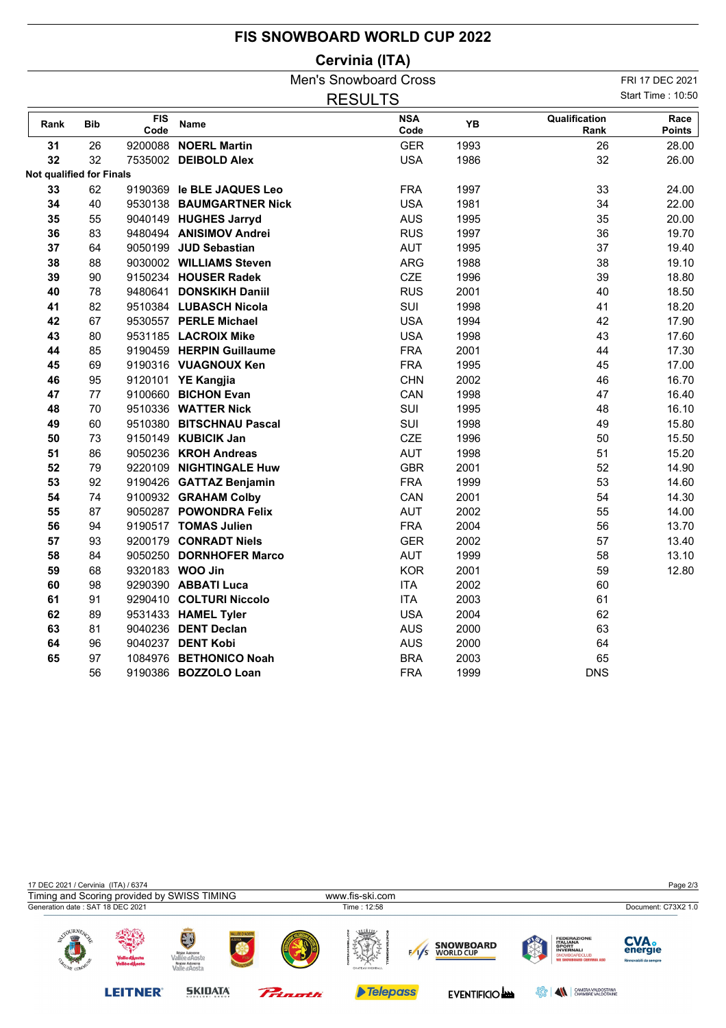# FIS SNOWBOARD WORLD CUP 2022

## Cervinia (ITA)

Men's Snowboard Cross

RESULTS

FRI 17 DEC 2021
Start Time : 10:50

| Rank | Bib | FIS Code | Name | NSA Code | YB | Qualification Rank | Race Points |
|---|---|---|---|---|---|---|---|
| 31 | 26 | 9200088 | **NOERL Martin** | GER | 1993 | 26 | 28.00 |
| 32 | 32 | 7535002 | **DEIBOLD Alex** | USA | 1986 | 32 | 26.00 |
| **Not qualified for Finals** | | | | | | | |
| 33 | 62 | 9190369 | **le BLE JAQUES Leo** | FRA | 1997 | 33 | 24.00 |
| 34 | 40 | 9530138 | **BAUMGARTNER Nick** | USA | 1981 | 34 | 22.00 |
| 35 | 55 | 9040149 | **HUGHES Jarryd** | AUS | 1995 | 35 | 20.00 |
| 36 | 83 | 9480494 | **ANISIMOV Andrei** | RUS | 1997 | 36 | 19.70 |
| 37 | 64 | 9050199 | **JUD Sebastian** | AUT | 1995 | 37 | 19.40 |
| 38 | 88 | 9030002 | **WILLIAMS Steven** | ARG | 1988 | 38 | 19.10 |
| 39 | 90 | 9150234 | **HOUSER Radek** | CZE | 1996 | 39 | 18.80 |
| 40 | 78 | 9480641 | **DONSKIKH Daniil** | RUS | 2001 | 40 | 18.50 |
| 41 | 82 | 9510384 | **LUBASCH Nicola** | SUI | 1998 | 41 | 18.20 |
| 42 | 67 | 9530557 | **PERLE Michael** | USA | 1994 | 42 | 17.90 |
| 43 | 80 | 9531185 | **LACROIX Mike** | USA | 1998 | 43 | 17.60 |
| 44 | 85 | 9190459 | **HERPIN Guillaume** | FRA | 2001 | 44 | 17.30 |
| 45 | 69 | 9190316 | **VUAGNOUX Ken** | FRA | 1995 | 45 | 17.00 |
| 46 | 95 | 9120101 | **YE Kangjia** | CHN | 2002 | 46 | 16.70 |
| 47 | 77 | 9100660 | **BICHON Evan** | CAN | 1998 | 47 | 16.40 |
| 48 | 70 | 9510336 | **WATTER Nick** | SUI | 1995 | 48 | 16.10 |
| 49 | 60 | 9510380 | **BITSCHNAU Pascal** | SUI | 1998 | 49 | 15.80 |
| 50 | 73 | 9150149 | **KUBICIK Jan** | CZE | 1996 | 50 | 15.50 |
| 51 | 86 | 9050236 | **KROH Andreas** | AUT | 1998 | 51 | 15.20 |
| 52 | 79 | 9220109 | **NIGHTINGALE Huw** | GBR | 2001 | 52 | 14.90 |
| 53 | 92 | 9190426 | **GATTAZ Benjamin** | FRA | 1999 | 53 | 14.60 |
| 54 | 74 | 9100932 | **GRAHAM Colby** | CAN | 2001 | 54 | 14.30 |
| 55 | 87 | 9050287 | **POWONDRA Felix** | AUT | 2002 | 55 | 14.00 |
| 56 | 94 | 9190517 | **TOMAS Julien** | FRA | 2004 | 56 | 13.70 |
| 57 | 93 | 9200179 | **CONRADT Niels** | GER | 2002 | 57 | 13.40 |
| 58 | 84 | 9050250 | **DORNHOFER Marco** | AUT | 1999 | 58 | 13.10 |
| 59 | 68 | 9320183 | **WOO Jin** | KOR | 2001 | 59 | 12.80 |
| 60 | 98 | 9290390 | **ABBATI Luca** | ITA | 2002 | 60 | |
| 61 | 91 | 9290410 | **COLTURI Niccolo** | ITA | 2003 | 61 | |
| 62 | 89 | 9531433 | **HAMEL Tyler** | USA | 2004 | 62 | |
| 63 | 81 | 9040236 | **DENT Declan** | AUS | 2000 | 63 | |
| 64 | 96 | 9040237 | **DENT Kobi** | AUS | 2000 | 64 | |
| 65 | 97 | 1084976 | **BETHONICO Noah** | BRA | 2003 | 65 | |
| | 56 | 9190386 | **BOZZOLO Loan** | FRA | 1999 | DNS | |

17 DEC 2021 / Cervinia (ITA) / 6374
Timing and Scoring provided by SWISS TIMING
www.fis-ski.com
Generation date : SAT 18 DEC 2021
Time : 12:58
Document: C73X2 1.0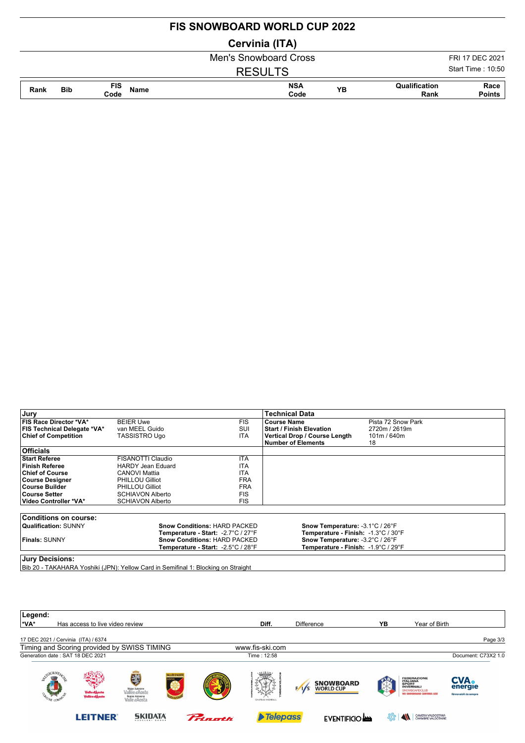# FIS SNOWBOARD WORLD CUP 2022

## Cervinia (ITA)

Men's Snowboard Cross

FRI 17 DEC 2021

RESULTS

Start Time : 10:50

| Rank | Bib | FIS Code | Name | NSA Code | YB | Qualification Rank | Race Points |
|---|---|---|---|---|---|---|---|

| Jury | | | Technical Data | |
|---|---|---|---|---|
| **FIS Race Director *VA*** | BEIER Uwe | FIS | **Course Name** | Pista 72 Snow Park |
| **FIS Technical Delegate *VA*** | van MEEL Guido | SUI | **Start / Finish Elevation** | 2720m / 2619m |
| **Chief of Competition** | TASSISTRO Ugo | ITA | **Vertical Drop / Course Length** | 101m / 640m |
| | | | **Number of Elements** | 18 |
| **Officials** | | | | |
| **Start Referee** | FISANOTTI Claudio | ITA | | |
| **Finish Referee** | HARDY Jean Eduard | ITA | | |
| **Chief of Course** | CANOVI Mattia | ITA | | |
| **Course Designer** | PHILLOU Gilliot | FRA | | |
| **Course Builder** | PHILLOU Gilliot | FRA | | |
| **Course Setter** | SCHIAVON Alberto | FIS | | |
| **Video Controller *VA*** | SCHIAVON Alberto | FIS | | |

| Conditions on course: | | |
|---|---|---|
| **Qualification:** SUNNY | **Snow Conditions:** HARD PACKED | **Snow Temperature:** -3.1°C / 26°F |
| | **Temperature - Start:** -2.7°C / 27°F | **Temperature - Finish:** -1.3°C / 30°F |
| **Finals:** SUNNY | **Snow Conditions:** HARD PACKED | **Snow Temperature:** -3.2°C / 26°F |
| | **Temperature - Start:** -2.5°C / 28°F | **Temperature - Finish:** -1.9°C / 29°F |

**Jury Decisions:**

Bib 20 - TAKAHARA Yoshiki (JPN): Yellow Card in Semifinal 1: Blocking on Straight

| Legend: | | | | | |
|---|---|---|---|---|---|
| *VA* | Has access to live video review | Diff. | Difference | YB | Year of Birth |

17 DEC 2021 / Cervinia (ITA) / 6374

Timing and Scoring provided by SWISS TIMING

www.fis-ski.com

Generation date : SAT 18 DEC 2021

Time : 12:58

Document: C73X2 1.0